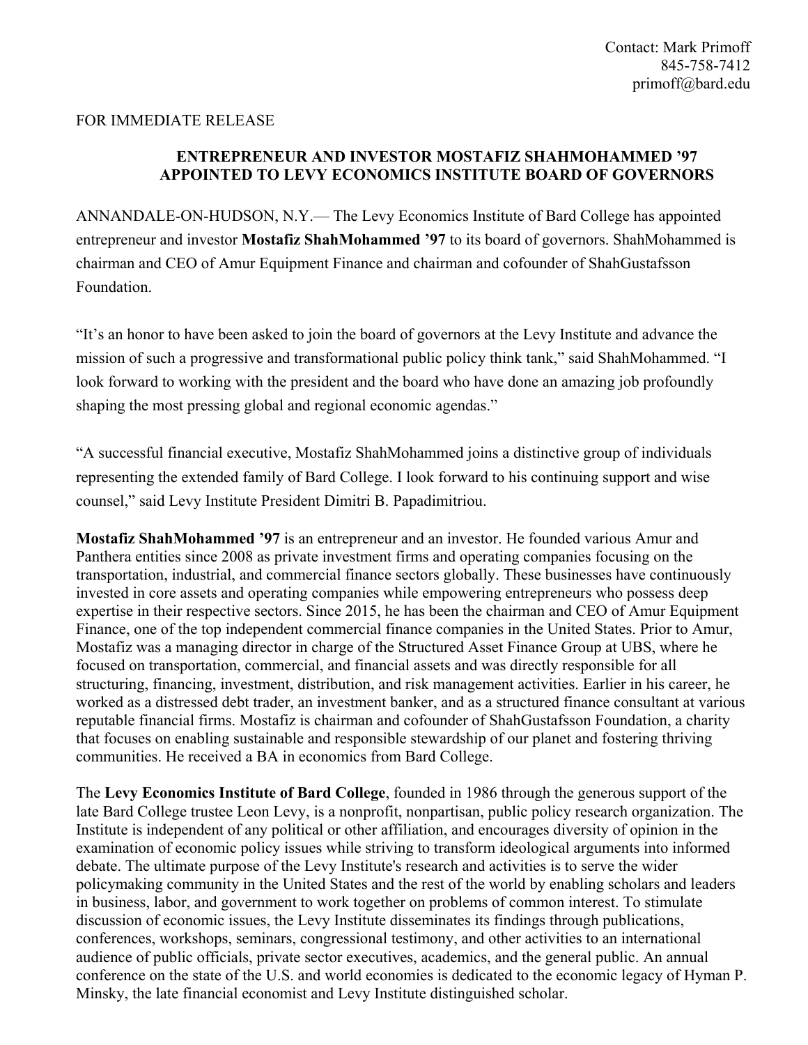Contact: Mark Primoff
845-758-7412
primoff@bard.edu

FOR IMMEDIATE RELEASE

# ENTREPRENEUR AND INVESTOR MOSTAFIZ SHAHMOHAMMED '97 APPOINTED TO LEVY ECONOMICS INSTITUTE BOARD OF GOVERNORS

ANNANDALE-ON-HUDSON, N.Y.— The Levy Economics Institute of Bard College has appointed entrepreneur and investor **Mostafiz ShahMohammed '97** to its board of governors. ShahMohammed is chairman and CEO of Amur Equipment Finance and chairman and cofounder of ShahGustafsson Foundation.

"It's an honor to have been asked to join the board of governors at the Levy Institute and advance the mission of such a progressive and transformational public policy think tank," said ShahMohammed. "I look forward to working with the president and the board who have done an amazing job profoundly shaping the most pressing global and regional economic agendas."

"A successful financial executive, Mostafiz ShahMohammed joins a distinctive group of individuals representing the extended family of Bard College. I look forward to his continuing support and wise counsel," said Levy Institute President Dimitri B. Papadimitriou.

**Mostafiz ShahMohammed '97** is an entrepreneur and an investor. He founded various Amur and Panthera entities since 2008 as private investment firms and operating companies focusing on the transportation, industrial, and commercial finance sectors globally. These businesses have continuously invested in core assets and operating companies while empowering entrepreneurs who possess deep expertise in their respective sectors. Since 2015, he has been the chairman and CEO of Amur Equipment Finance, one of the top independent commercial finance companies in the United States. Prior to Amur, Mostafiz was a managing director in charge of the Structured Asset Finance Group at UBS, where he focused on transportation, commercial, and financial assets and was directly responsible for all structuring, financing, investment, distribution, and risk management activities. Earlier in his career, he worked as a distressed debt trader, an investment banker, and as a structured finance consultant at various reputable financial firms. Mostafiz is chairman and cofounder of ShahGustafsson Foundation, a charity that focuses on enabling sustainable and responsible stewardship of our planet and fostering thriving communities. He received a BA in economics from Bard College.

The **Levy Economics Institute of Bard College**, founded in 1986 through the generous support of the late Bard College trustee Leon Levy, is a nonprofit, nonpartisan, public policy research organization. The Institute is independent of any political or other affiliation, and encourages diversity of opinion in the examination of economic policy issues while striving to transform ideological arguments into informed debate. The ultimate purpose of the Levy Institute's research and activities is to serve the wider policymaking community in the United States and the rest of the world by enabling scholars and leaders in business, labor, and government to work together on problems of common interest. To stimulate discussion of economic issues, the Levy Institute disseminates its findings through publications, conferences, workshops, seminars, congressional testimony, and other activities to an international audience of public officials, private sector executives, academics, and the general public. An annual conference on the state of the U.S. and world economies is dedicated to the economic legacy of Hyman P. Minsky, the late financial economist and Levy Institute distinguished scholar.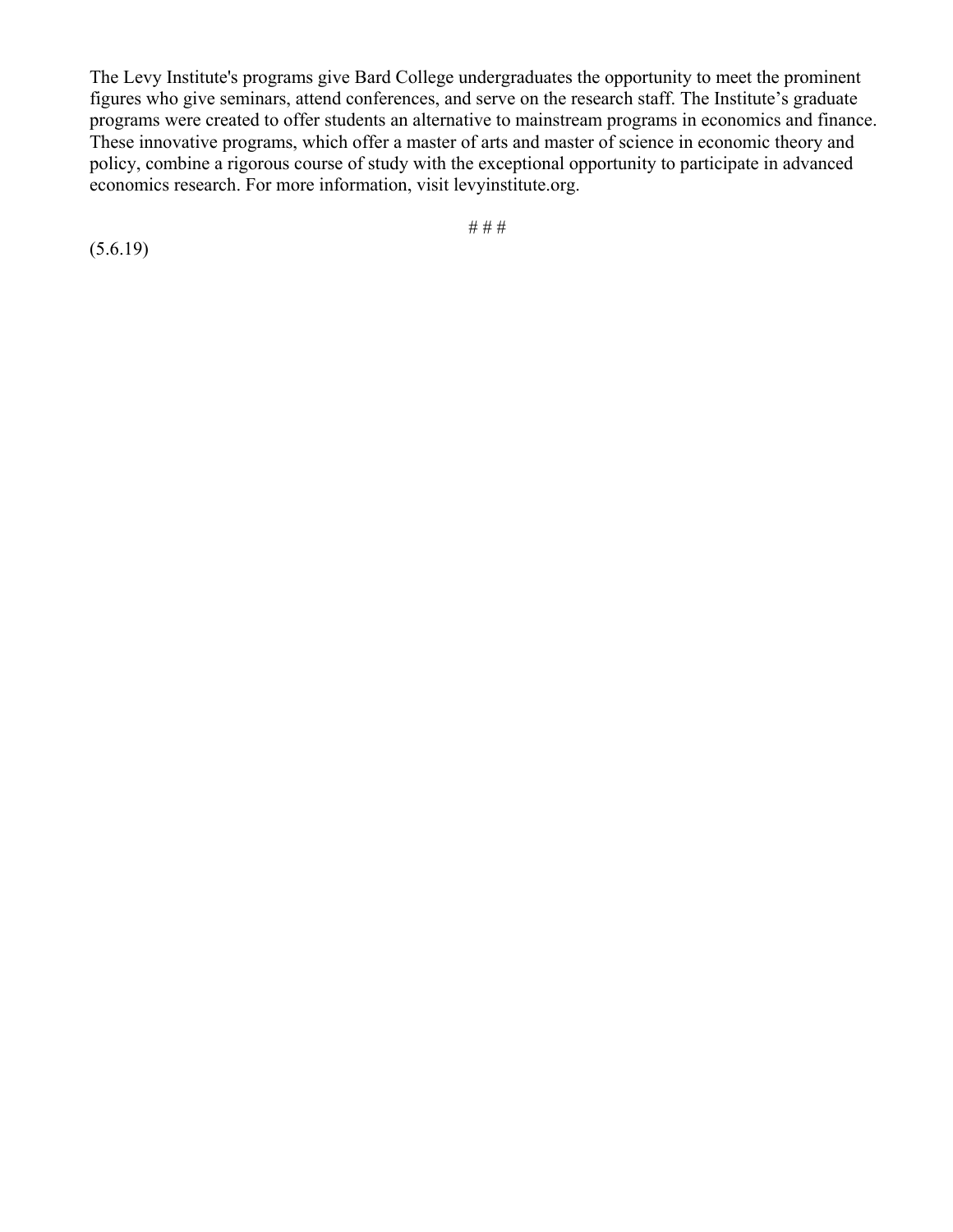The Levy Institute's programs give Bard College undergraduates the opportunity to meet the prominent figures who give seminars, attend conferences, and serve on the research staff. The Institute’s graduate programs were created to offer students an alternative to mainstream programs in economics and finance. These innovative programs, which offer a master of arts and master of science in economic theory and policy, combine a rigorous course of study with the exceptional opportunity to participate in advanced economics research. For more information, visit levyinstitute.org.

# # #

(5.6.19)